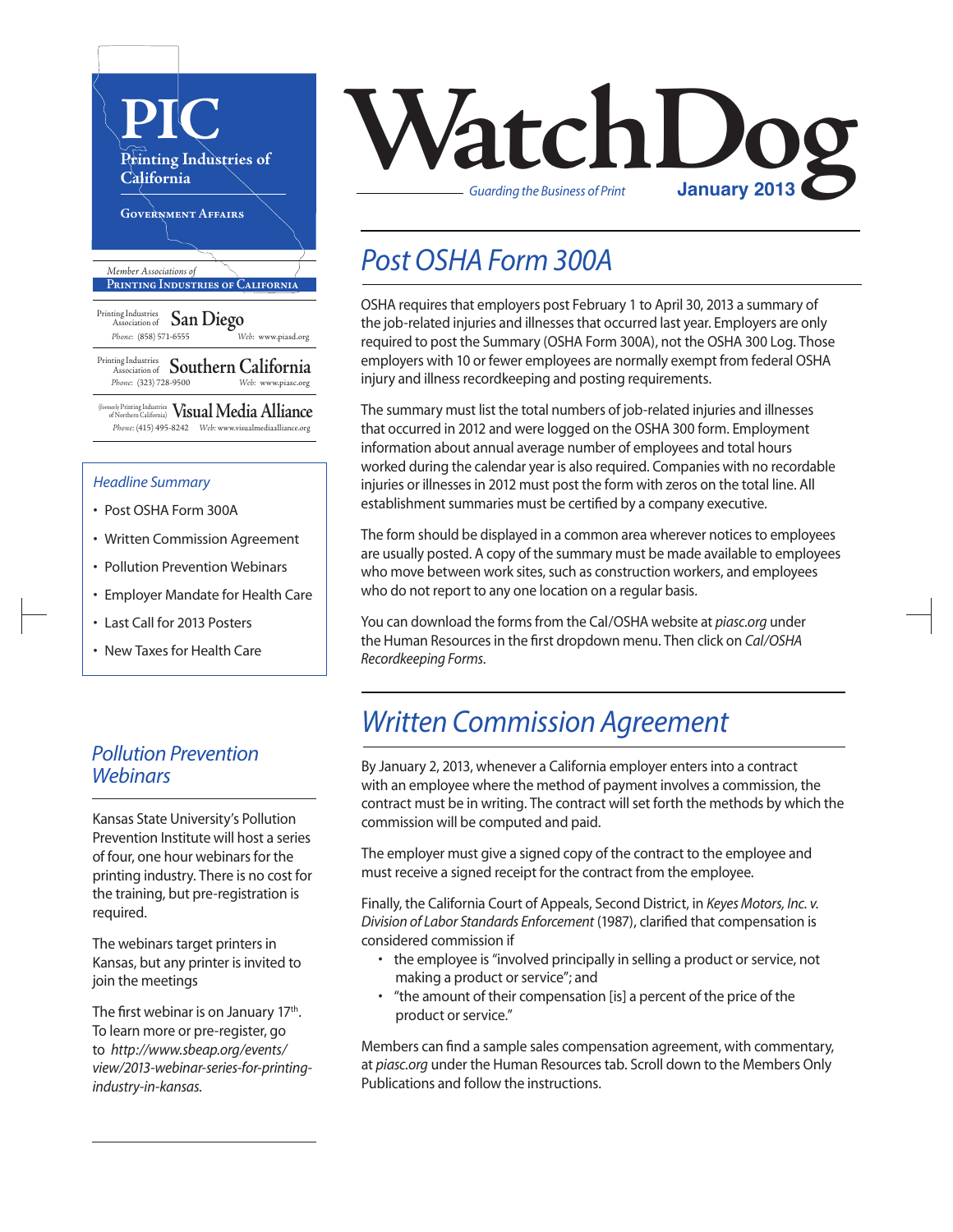# WatchDog

*Guarding the Business of Print* **January 2013**

**PIC**

Printing Industries of California

Government Affairs

*Member Associations of*
**Printing Industries of California**

Printing Industries Association of **San Diego**
*Phone:* (858) 571-6555 *Web:* www.piasd.org

Printing Industries Association of **Southern California**
*Phone:* (323) 728-9500 *Web:* www.piasc.org

(formerly Printing Industries of Northern California) **Visual Media Alliance**
*Phone:* (415) 495-8242 *Web:* www.visualmediaalliance.org

*Headline Summary*

- Post OSHA Form 300A
- Written Commission Agreement
- Pollution Prevention Webinars
- Employer Mandate for Health Care
- Last Call for 2013 Posters
- New Taxes for Health Care

## Post OSHA Form 300A

OSHA requires that employers post February 1 to April 30, 2013 a summary of the job-related injuries and illnesses that occurred last year. Employers are only required to post the Summary (OSHA Form 300A), not the OSHA 300 Log. Those employers with 10 or fewer employees are normally exempt from federal OSHA injury and illness recordkeeping and posting requirements.

The summary must list the total numbers of job-related injuries and illnesses that occurred in 2012 and were logged on the OSHA 300 form. Employment information about annual average number of employees and total hours worked during the calendar year is also required. Companies with no recordable injuries or illnesses in 2012 must post the form with zeros on the total line. All establishment summaries must be certified by a company executive.

The form should be displayed in a common area wherever notices to employees are usually posted. A copy of the summary must be made available to employees who move between work sites, such as construction workers, and employees who do not report to any one location on a regular basis.

You can download the forms from the Cal/OSHA website at *piasc.org* under the Human Resources in the first dropdown menu. Then click on *Cal/OSHA Recordkeeping Forms*.

## Written Commission Agreement

By January 2, 2013, whenever a California employer enters into a contract with an employee where the method of payment involves a commission, the contract must be in writing. The contract will set forth the methods by which the commission will be computed and paid.

The employer must give a signed copy of the contract to the employee and must receive a signed receipt for the contract from the employee.

Finally, the California Court of Appeals, Second District, in *Keyes Motors, Inc. v. Division of Labor Standards Enforcement* (1987), clarified that compensation is considered commission if

- the employee is "involved principally in selling a product or service, not making a product or service"; and
- "the amount of their compensation [is] a percent of the price of the product or service."

Members can find a sample sales compensation agreement, with commentary, at *piasc.org* under the Human Resources tab. Scroll down to the Members Only Publications and follow the instructions.

## Pollution Prevention Webinars

Kansas State University's Pollution Prevention Institute will host a series of four, one hour webinars for the printing industry. There is no cost for the training, but pre-registration is required.

The webinars target printers in Kansas, but any printer is invited to join the meetings

The first webinar is on January 17th. To learn more or pre-register, go to *http://www.sbeap.org/events/view/2013-webinar-series-for-printing-industry-in-kansas.*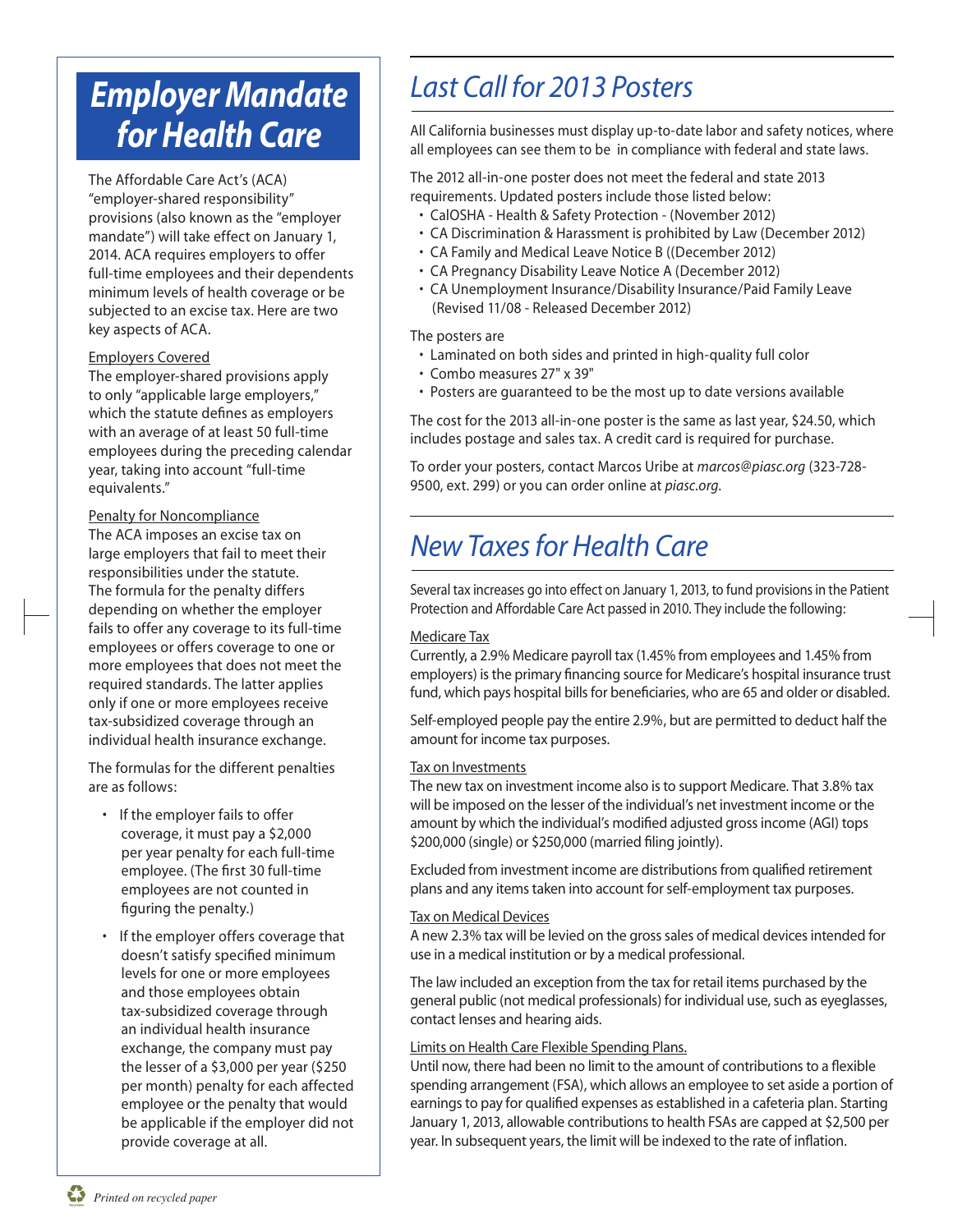## Employer Mandate for Health Care

The Affordable Care Act's (ACA) "employer-shared responsibility" provisions (also known as the "employer mandate") will take effect on January 1, 2014. ACA requires employers to offer full-time employees and their dependents minimum levels of health coverage or be subjected to an excise tax. Here are two key aspects of ACA.

Employers Covered

The employer-shared provisions apply to only "applicable large employers," which the statute defines as employers with an average of at least 50 full-time employees during the preceding calendar year, taking into account "full-time equivalents."

Penalty for Noncompliance

The ACA imposes an excise tax on large employers that fail to meet their responsibilities under the statute. The formula for the penalty differs depending on whether the employer fails to offer any coverage to its full-time employees or offers coverage to one or more employees that does not meet the required standards. The latter applies only if one or more employees receive tax-subsidized coverage through an individual health insurance exchange.

The formulas for the different penalties are as follows:

- If the employer fails to offer coverage, it must pay a $2,000 per year penalty for each full-time employee. (The first 30 full-time employees are not counted in figuring the penalty.)
- If the employer offers coverage that doesn't satisfy specified minimum levels for one or more employees and those employees obtain tax-subsidized coverage through an individual health insurance exchange, the company must pay the lesser of a $3,000 per year ($250 per month) penalty for each affected employee or the penalty that would be applicable if the employer did not provide coverage at all.

## Last Call for 2013 Posters

All California businesses must display up-to-date labor and safety notices, where all employees can see them to be in compliance with federal and state laws.

The 2012 all-in-one poster does not meet the federal and state 2013 requirements. Updated posters include those listed below:

- CalOSHA - Health & Safety Protection - (November 2012)
- CA Discrimination & Harassment is prohibited by Law (December 2012)
- CA Family and Medical Leave Notice B ((December 2012)
- CA Pregnancy Disability Leave Notice A (December 2012)
- CA Unemployment Insurance/Disability Insurance/Paid Family Leave (Revised 11/08 - Released December 2012)

The posters are

- Laminated on both sides and printed in high-quality full color
- Combo measures 27" x 39"
- Posters are guaranteed to be the most up to date versions available

The cost for the 2013 all-in-one poster is the same as last year, $24.50, which includes postage and sales tax. A credit card is required for purchase.

To order your posters, contact Marcos Uribe at *marcos@piasc.org* (323-728-9500, ext. 299) or you can order online at *piasc.org.*

## New Taxes for Health Care

Several tax increases go into effect on January 1, 2013, to fund provisions in the Patient Protection and Affordable Care Act passed in 2010. They include the following:

Medicare Tax

Currently, a 2.9% Medicare payroll tax (1.45% from employees and 1.45% from employers) is the primary financing source for Medicare's hospital insurance trust fund, which pays hospital bills for beneficiaries, who are 65 and older or disabled.

Self-employed people pay the entire 2.9%, but are permitted to deduct half the amount for income tax purposes.

Tax on Investments

The new tax on investment income also is to support Medicare. That 3.8% tax will be imposed on the lesser of the individual's net investment income or the amount by which the individual's modified adjusted gross income (AGI) tops $200,000 (single) or $250,000 (married filing jointly).

Excluded from investment income are distributions from qualified retirement plans and any items taken into account for self-employment tax purposes.

Tax on Medical Devices

A new 2.3% tax will be levied on the gross sales of medical devices intended for use in a medical institution or by a medical professional.

The law included an exception from the tax for retail items purchased by the general public (not medical professionals) for individual use, such as eyeglasses, contact lenses and hearing aids.

Limits on Health Care Flexible Spending Plans.

Until now, there had been no limit to the amount of contributions to a flexible spending arrangement (FSA), which allows an employee to set aside a portion of earnings to pay for qualified expenses as established in a cafeteria plan. Starting January 1, 2013, allowable contributions to health FSAs are capped at $2,500 per year. In subsequent years, the limit will be indexed to the rate of inflation.

*Printed on recycled paper*